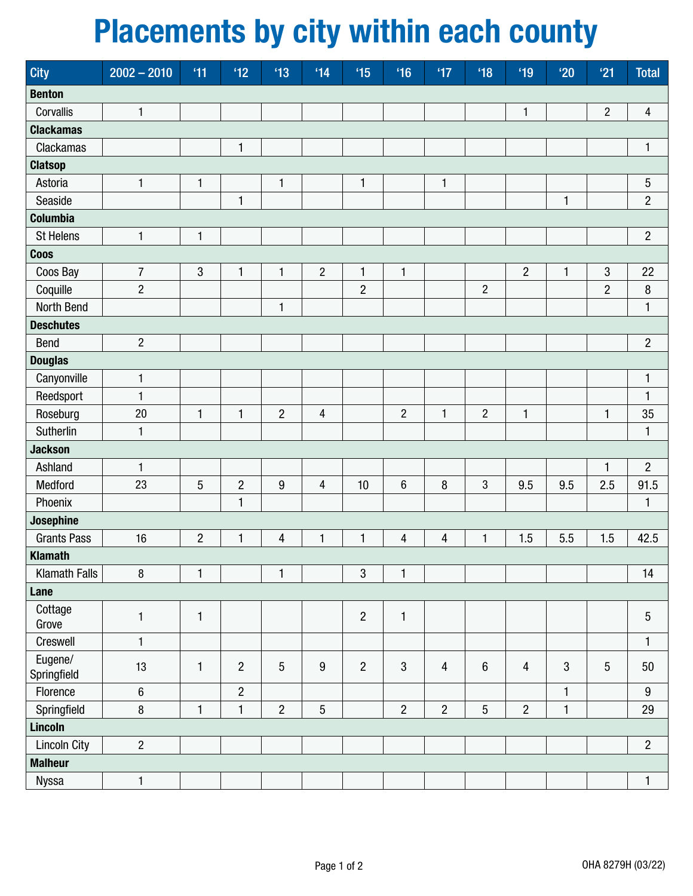# Placements by city within each county

| City | 2002 – 2010 | '11 | '12 | '13 | '14 | '15 | '16 | '17 | '18 | '19 | '20 | '21 | Total |
|---|---|---|---|---|---|---|---|---|---|---|---|---|---|
| **Benton** | | | | | | | | | | | | | |
| Corvallis | 1 | | | | | | | | | 1 | | 2 | 4 |
| **Clackamas** | | | | | | | | | | | | | |
| Clackamas | | | 1 | | | | | | | | | | 1 |
| **Clatsop** | | | | | | | | | | | | | |
| Astoria | 1 | 1 | | 1 | | 1 | | 1 | | | | | 5 |
| Seaside | | | 1 | | | | | | | | 1 | | 2 |
| **Columbia** | | | | | | | | | | | | | |
| St Helens | 1 | 1 | | | | | | | | | | | 2 |
| **Coos** | | | | | | | | | | | | | |
| Coos Bay | 7 | 3 | 1 | 1 | 2 | 1 | 1 | | | 2 | 1 | 3 | 22 |
| Coquille | 2 | | | | | 2 | | | 2 | | | 2 | 8 |
| North Bend | | | | 1 | | | | | | | | | 1 |
| **Deschutes** | | | | | | | | | | | | | |
| Bend | 2 | | | | | | | | | | | | 2 |
| **Douglas** | | | | | | | | | | | | | |
| Canyonville | 1 | | | | | | | | | | | | 1 |
| Reedsport | 1 | | | | | | | | | | | | 1 |
| Roseburg | 20 | 1 | 1 | 2 | 4 | | 2 | 1 | 2 | 1 | | 1 | 35 |
| Sutherlin | 1 | | | | | | | | | | | | 1 |
| **Jackson** | | | | | | | | | | | | | |
| Ashland | 1 | | | | | | | | | | | 1 | 2 |
| Medford | 23 | 5 | 2 | 9 | 4 | 10 | 6 | 8 | 3 | 9.5 | 9.5 | 2.5 | 91.5 |
| Phoenix | | | 1 | | | | | | | | | | 1 |
| **Josephine** | | | | | | | | | | | | | |
| Grants Pass | 16 | 2 | 1 | 4 | 1 | 1 | 4 | 4 | 1 | 1.5 | 5.5 | 1.5 | 42.5 |
| **Klamath** | | | | | | | | | | | | | |
| Klamath Falls | 8 | 1 | | 1 | | 3 | 1 | | | | | | 14 |
| **Lane** | | | | | | | | | | | | | |
| Cottage Grove | 1 | 1 | | | | 2 | 1 | | | | | | 5 |
| Creswell | 1 | | | | | | | | | | | | 1 |
| Eugene/ Springfield | 13 | 1 | 2 | 5 | 9 | 2 | 3 | 4 | 6 | 4 | 3 | 5 | 50 |
| Florence | 6 | | 2 | | | | | | | | 1 | | 9 |
| Springfield | 8 | 1 | 1 | 2 | 5 | | 2 | 2 | 5 | 2 | 1 | | 29 |
| **Lincoln** | | | | | | | | | | | | | |
| Lincoln City | 2 | | | | | | | | | | | | 2 |
| **Malheur** | | | | | | | | | | | | | |
| Nyssa | 1 | | | | | | | | | | | | 1 |

OHA 8279H (03/22)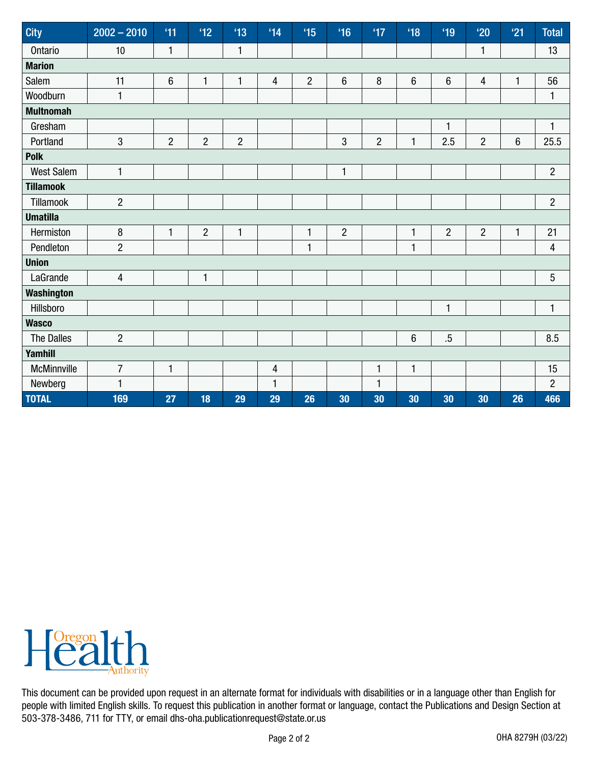| City | 2002 – 2010 | '11 | '12 | '13 | '14 | '15 | '16 | '17 | '18 | '19 | '20 | '21 | Total |
|---|---|---|---|---|---|---|---|---|---|---|---|---|---|
| Ontario | 10 | 1 | | 1 | | | | | | | 1 | | 13 |
| **Marion** | | | | | | | | | | | | | |
| Salem | 11 | 6 | 1 | 1 | 4 | 2 | 6 | 8 | 6 | 6 | 4 | 1 | 56 |
| Woodburn | 1 | | | | | | | | | | | | 1 |
| **Multnomah** | | | | | | | | | | | | | |
| Gresham | | | | | | | | | | 1 | | | 1 |
| Portland | 3 | 2 | 2 | 2 | | | 3 | 2 | 1 | 2.5 | 2 | 6 | 25.5 |
| **Polk** | | | | | | | | | | | | | |
| West Salem | 1 | | | | | | 1 | | | | | | 2 |
| **Tillamook** | | | | | | | | | | | | | |
| Tillamook | 2 | | | | | | | | | | | | 2 |
| **Umatilla** | | | | | | | | | | | | | |
| Hermiston | 8 | 1 | 2 | 1 | | 1 | 2 | | 1 | 2 | 2 | 1 | 21 |
| Pendleton | 2 | | | | | 1 | | | 1 | | | | 4 |
| **Union** | | | | | | | | | | | | | |
| LaGrande | 4 | | 1 | | | | | | | | | | 5 |
| **Washington** | | | | | | | | | | | | | |
| Hillsboro | | | | | | | | | | 1 | | | 1 |
| **Wasco** | | | | | | | | | | | | | |
| The Dalles | 2 | | | | | | | | 6 | .5 | | | 8.5 |
| **Yamhill** | | | | | | | | | | | | | |
| McMinnville | 7 | 1 | | | 4 | | | 1 | 1 | | | | 15 |
| Newberg | 1 | | | | 1 | | | 1 | | | | | 2 |
| **TOTAL** | **169** | **27** | **18** | **29** | **29** | **26** | **30** | **30** | **30** | **30** | **30** | **26** | **466** |

Oregon Health Authority

This document can be provided upon request in an alternate format for individuals with disabilities or in a language other than English for people with limited English skills. To request this publication in another format or language, contact the Publications and Design Section at 503-378-3486, 711 for TTY, or email dhs-oha.publicationrequest@state.or.us

OHA 8279H (03/22)